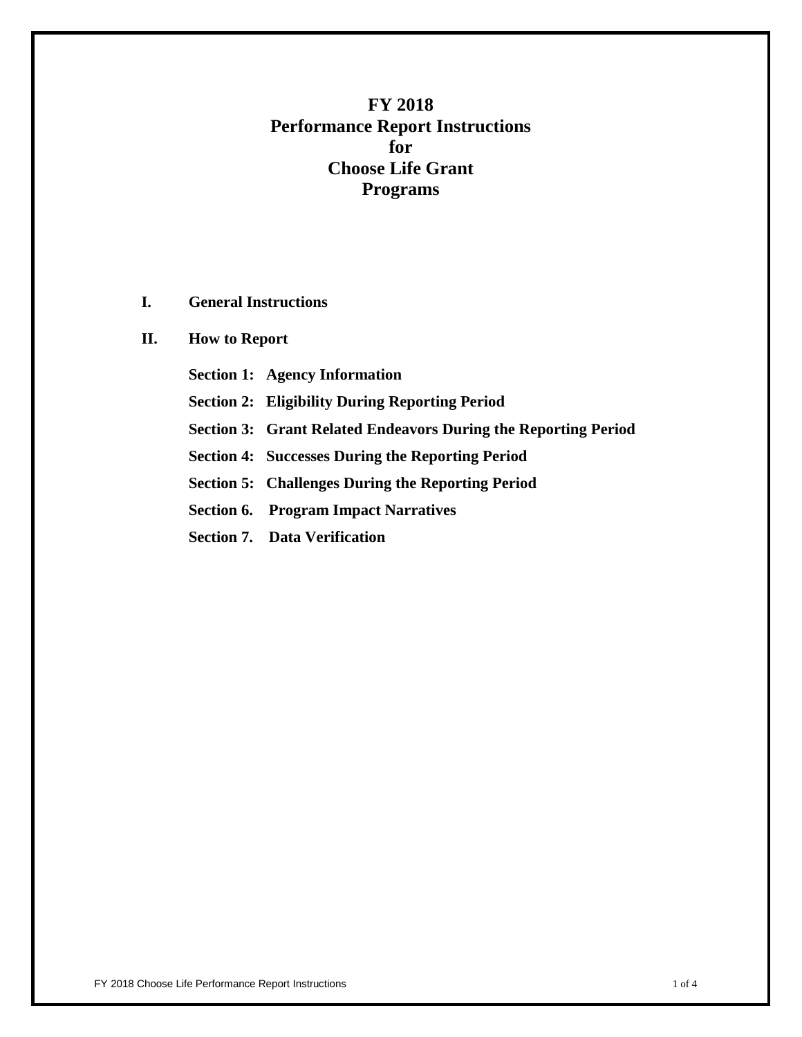# FY 2018
# Performance Report Instructions
# for
# Choose Life Grant
# Programs

**I. General Instructions**

**II. How to Report**

**Section 1: Agency Information**

**Section 2: Eligibility During Reporting Period**

**Section 3: Grant Related Endeavors During the Reporting Period**

**Section 4: Successes During the Reporting Period**

**Section 5: Challenges During the Reporting Period**

**Section 6. Program Impact Narratives**

**Section 7. Data Verification**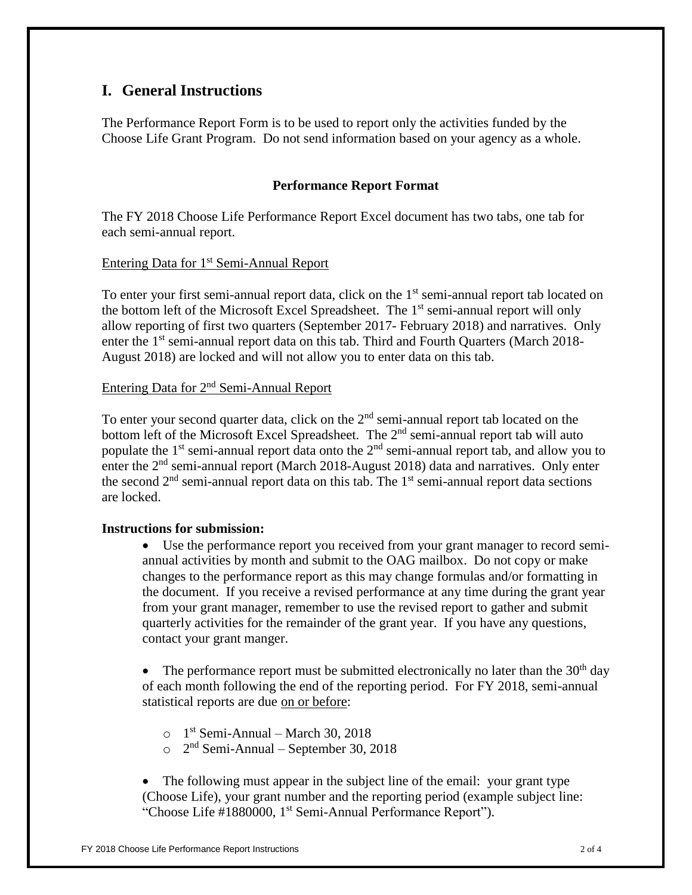# I. General Instructions

The Performance Report Form is to be used to report only the activities funded by the Choose Life Grant Program. Do not send information based on your agency as a whole.

**Performance Report Format**

The FY 2018 Choose Life Performance Report Excel document has two tabs, one tab for each semi-annual report.

Entering Data for 1st Semi-Annual Report

To enter your first semi-annual report data, click on the 1st semi-annual report tab located on the bottom left of the Microsoft Excel Spreadsheet. The 1st semi-annual report will only allow reporting of first two quarters (September 2017- February 2018) and narratives. Only enter the 1st semi-annual report data on this tab. Third and Fourth Quarters (March 2018-August 2018) are locked and will not allow you to enter data on this tab.

Entering Data for 2nd Semi-Annual Report

To enter your second quarter data, click on the 2nd semi-annual report tab located on the bottom left of the Microsoft Excel Spreadsheet. The 2nd semi-annual report tab will auto populate the 1st semi-annual report data onto the 2nd semi-annual report tab, and allow you to enter the 2nd semi-annual report (March 2018-August 2018) data and narratives. Only enter the second 2nd semi-annual report data on this tab. The 1st semi-annual report data sections are locked.

**Instructions for submission:**

- Use the performance report you received from your grant manager to record semi-annual activities by month and submit to the OAG mailbox. Do not copy or make changes to the performance report as this may change formulas and/or formatting in the document. If you receive a revised performance at any time during the grant year from your grant manager, remember to use the revised report to gather and submit quarterly activities for the remainder of the grant year. If you have any questions, contact your grant manger.

- The performance report must be submitted electronically no later than the 30th day of each month following the end of the reporting period. For FY 2018, semi-annual statistical reports are due on or before:
  - 1st Semi-Annual – March 30, 2018
  - 2nd Semi-Annual – September 30, 2018

- The following must appear in the subject line of the email: your grant type (Choose Life), your grant number and the reporting period (example subject line: "Choose Life #1880000, 1st Semi-Annual Performance Report").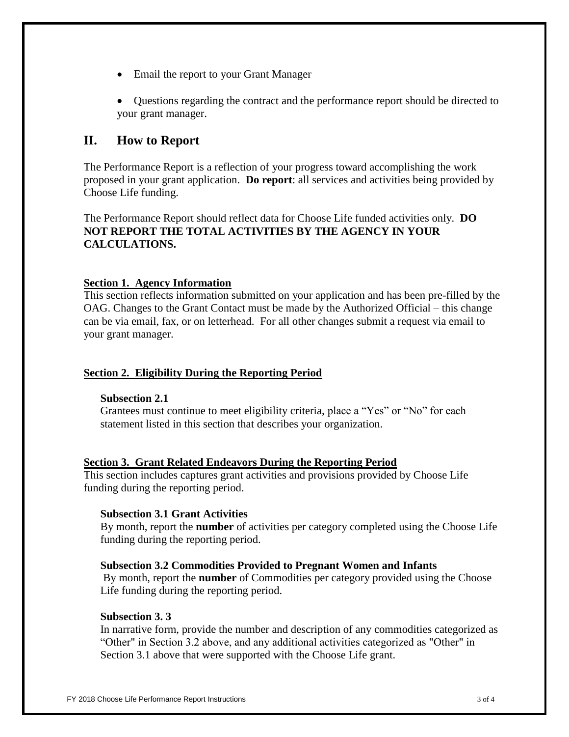- Email the report to your Grant Manager

- Questions regarding the contract and the performance report should be directed to your grant manager.

## II. How to Report

The Performance Report is a reflection of your progress toward accomplishing the work proposed in your grant application. **Do report**: all services and activities being provided by Choose Life funding.

The Performance Report should reflect data for Choose Life funded activities only. **DO NOT REPORT THE TOTAL ACTIVITIES BY THE AGENCY IN YOUR CALCULATIONS.**

### Section 1. Agency Information

This section reflects information submitted on your application and has been pre-filled by the OAG. Changes to the Grant Contact must be made by the Authorized Official – this change can be via email, fax, or on letterhead. For all other changes submit a request via email to your grant manager.

### Section 2. Eligibility During the Reporting Period

#### Subsection 2.1

Grantees must continue to meet eligibility criteria, place a "Yes" or "No" for each statement listed in this section that describes your organization.

### Section 3. Grant Related Endeavors During the Reporting Period

This section includes captures grant activities and provisions provided by Choose Life funding during the reporting period.

#### Subsection 3.1 Grant Activities

By month, report the **number** of activities per category completed using the Choose Life funding during the reporting period.

#### Subsection 3.2 Commodities Provided to Pregnant Women and Infants

By month, report the **number** of Commodities per category provided using the Choose Life funding during the reporting period.

#### Subsection 3. 3

In narrative form, provide the number and description of any commodities categorized as "Other" in Section 3.2 above, and any additional activities categorized as "Other" in Section 3.1 above that were supported with the Choose Life grant.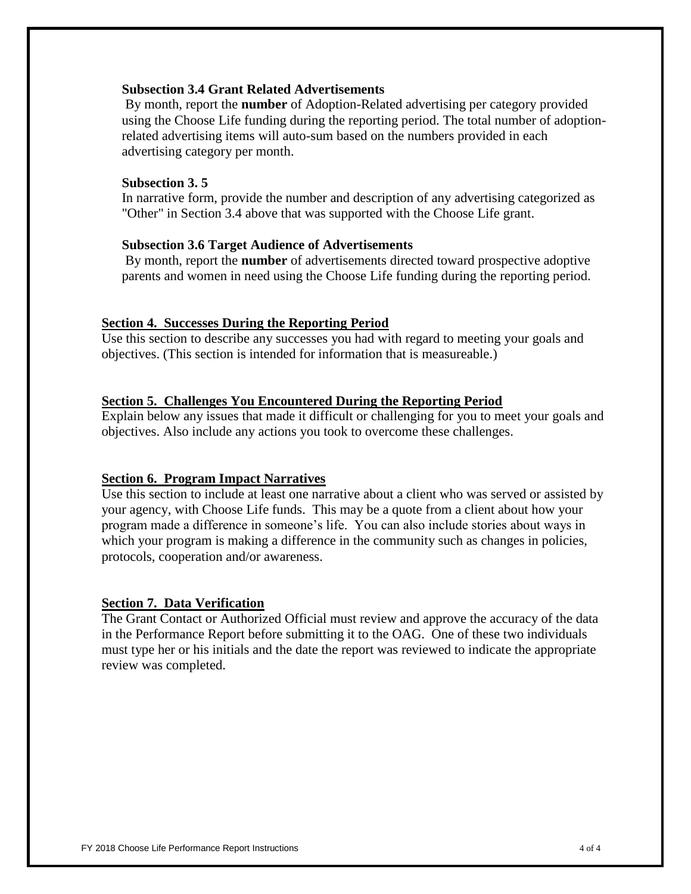**Subsection 3.4 Grant Related Advertisements**

By month, report the **number** of Adoption-Related advertising per category provided using the Choose Life funding during the reporting period. The total number of adoption-related advertising items will auto-sum based on the numbers provided in each advertising category per month.

**Subsection 3. 5**

In narrative form, provide the number and description of any advertising categorized as "Other" in Section 3.4 above that was supported with the Choose Life grant.

**Subsection 3.6 Target Audience of Advertisements**

By month, report the **number** of advertisements directed toward prospective adoptive parents and women in need using the Choose Life funding during the reporting period.

## Section 4. Successes During the Reporting Period

Use this section to describe any successes you had with regard to meeting your goals and objectives. (This section is intended for information that is measureable.)

## Section 5. Challenges You Encountered During the Reporting Period

Explain below any issues that made it difficult or challenging for you to meet your goals and objectives. Also include any actions you took to overcome these challenges.

## Section 6. Program Impact Narratives

Use this section to include at least one narrative about a client who was served or assisted by your agency, with Choose Life funds. This may be a quote from a client about how your program made a difference in someone's life. You can also include stories about ways in which your program is making a difference in the community such as changes in policies, protocols, cooperation and/or awareness.

## Section 7. Data Verification

The Grant Contact or Authorized Official must review and approve the accuracy of the data in the Performance Report before submitting it to the OAG. One of these two individuals must type her or his initials and the date the report was reviewed to indicate the appropriate review was completed.